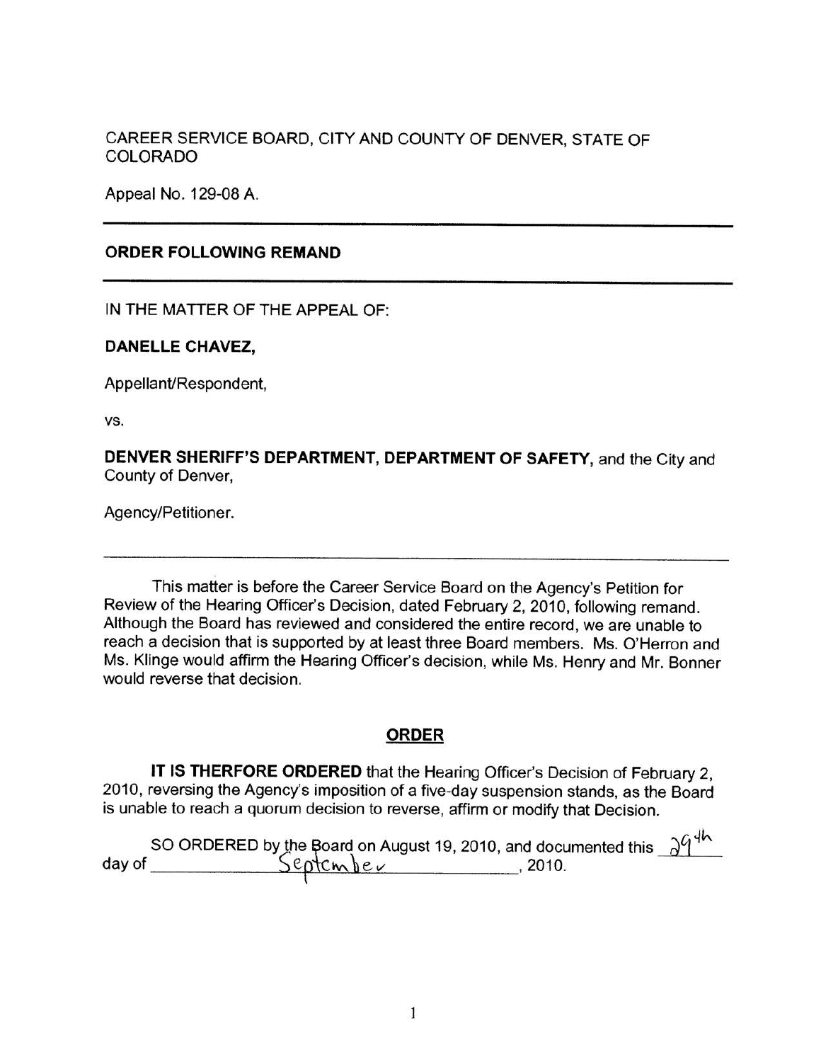CAREER SERVICE BOARD, CITY AND COUNTY OF DENVER, STATE OF COLORADO

Appeal No. 129-08 A.

---

**ORDER FOLLOWING REMAND**

---

IN THE MATTER OF THE APPEAL OF:

**DANELLE CHAVEZ,**

Appellant/Respondent,

vs.

**DENVER SHERIFF'S DEPARTMENT, DEPARTMENT OF SAFETY,** and the City and County of Denver,

Agency/Petitioner.

---

This matter is before the Career Service Board on the Agency's Petition for Review of the Hearing Officer's Decision, dated February 2, 2010, following remand. Although the Board has reviewed and considered the entire record, we are unable to reach a decision that is supported by at least three Board members. Ms. O'Herron and Ms. Klinge would affirm the Hearing Officer's decision, while Ms. Henry and Mr. Bonner would reverse that decision.

## ORDER

**IT IS THERFORE ORDERED** that the Hearing Officer's Decision of February 2, 2010, reversing the Agency's imposition of a five-day suspension stands, as the Board is unable to reach a quorum decision to reverse, affirm or modify that Decision.

SO ORDERED by the Board on August 19, 2010, and documented this 29th day of September, 2010.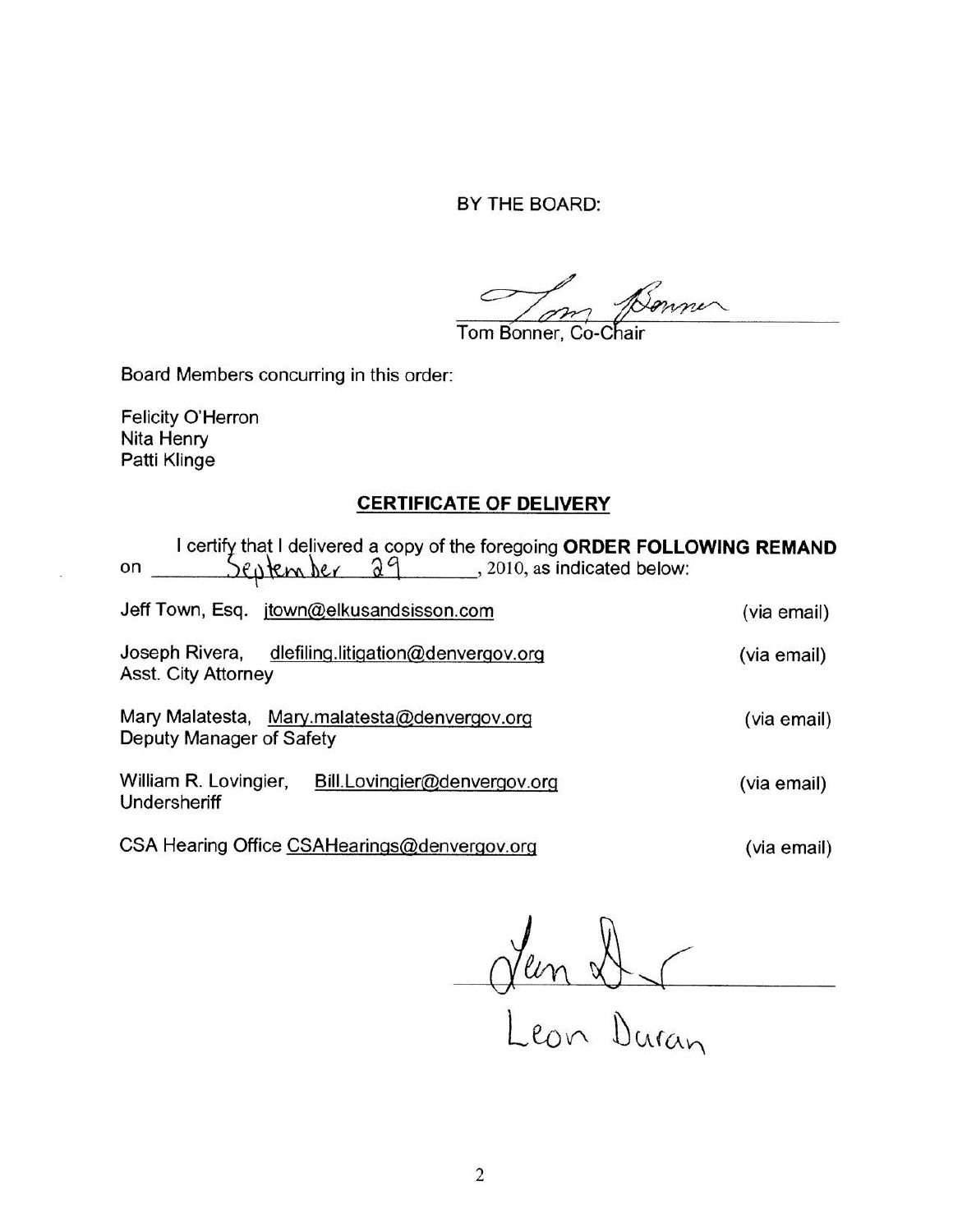BY THE BOARD:

Tom Bonner

Tom Bonner, Co-Chair

Board Members concurring in this order:

Felicity O'Herron
Nita Henry
Patti Klinge

## CERTIFICATE OF DELIVERY

I certify that I delivered a copy of the foregoing **ORDER FOLLOWING REMAND** on September 29, 2010, as indicated below:

| | | |
|---|---|---|
| Jeff Town, Esq. | jtown@elkusandsisson.com | (via email) |
| Joseph Rivera, Asst. City Attorney | dlefiling.litigation@denvergov.org | (via email) |
| Mary Malatesta, Deputy Manager of Safety | Mary.malatesta@denvergov.org | (via email) |
| William R. Lovingier, Undersheriff | Bill.Lovingier@denvergov.org | (via email) |
| CSA Hearing Office | CSAHearings@denvergov.org | (via email) |

Leon Duran